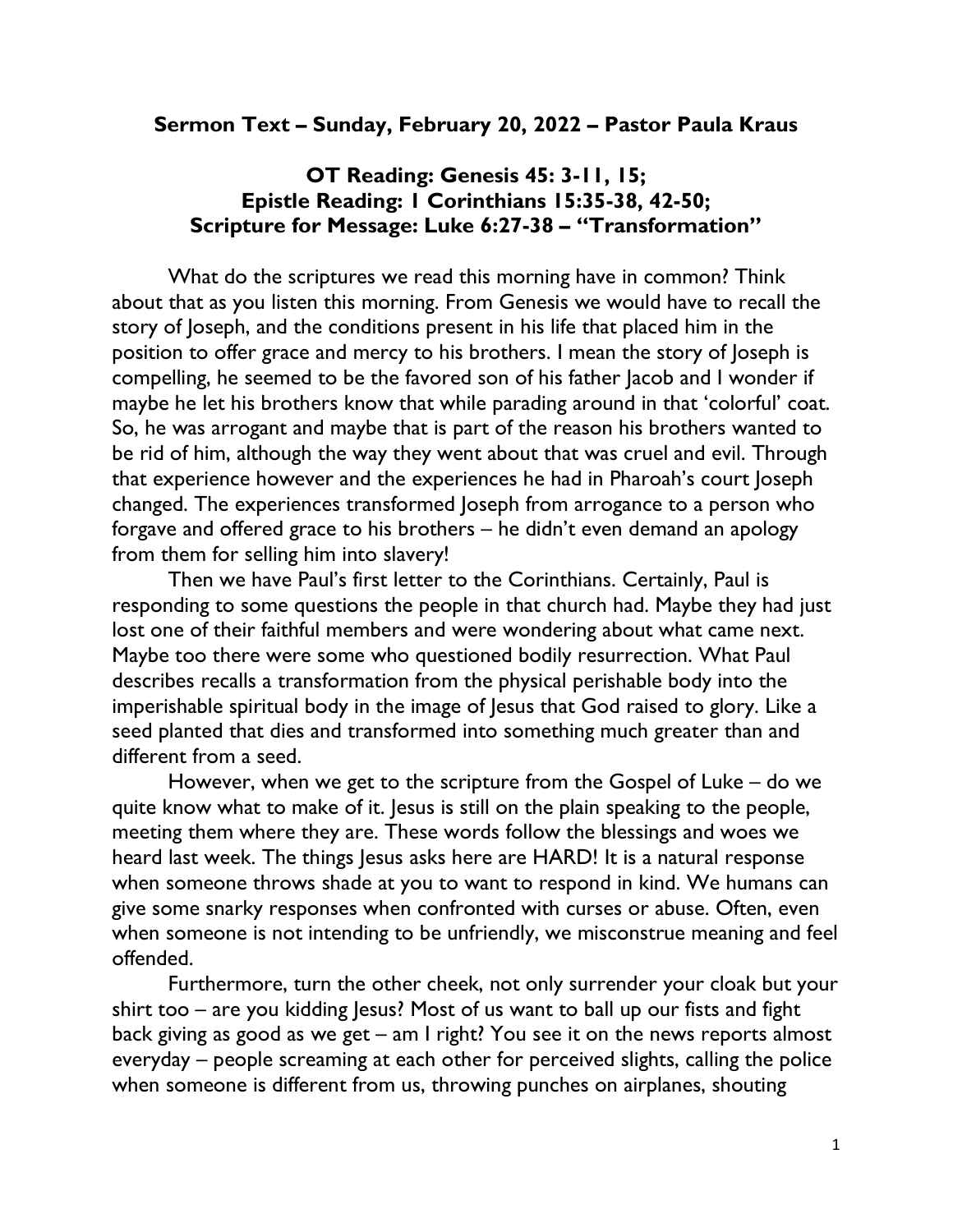**Sermon Text – Sunday, February 20, 2022 – Pastor Paula Kraus**

**OT Reading: Genesis 45: 3-11, 15;**
**Epistle Reading: 1 Corinthians 15:35-38, 42-50;**
**Scripture for Message: Luke 6:27-38 – "Transformation"**

What do the scriptures we read this morning have in common? Think about that as you listen this morning. From Genesis we would have to recall the story of Joseph, and the conditions present in his life that placed him in the position to offer grace and mercy to his brothers. I mean the story of Joseph is compelling, he seemed to be the favored son of his father Jacob and I wonder if maybe he let his brothers know that while parading around in that 'colorful' coat. So, he was arrogant and maybe that is part of the reason his brothers wanted to be rid of him, although the way they went about that was cruel and evil. Through that experience however and the experiences he had in Pharoah's court Joseph changed. The experiences transformed Joseph from arrogance to a person who forgave and offered grace to his brothers – he didn't even demand an apology from them for selling him into slavery!

Then we have Paul's first letter to the Corinthians. Certainly, Paul is responding to some questions the people in that church had. Maybe they had just lost one of their faithful members and were wondering about what came next. Maybe too there were some who questioned bodily resurrection. What Paul describes recalls a transformation from the physical perishable body into the imperishable spiritual body in the image of Jesus that God raised to glory. Like a seed planted that dies and transformed into something much greater than and different from a seed.

However, when we get to the scripture from the Gospel of Luke – do we quite know what to make of it. Jesus is still on the plain speaking to the people, meeting them where they are. These words follow the blessings and woes we heard last week. The things Jesus asks here are HARD! It is a natural response when someone throws shade at you to want to respond in kind. We humans can give some snarky responses when confronted with curses or abuse. Often, even when someone is not intending to be unfriendly, we misconstrue meaning and feel offended.

Furthermore, turn the other cheek, not only surrender your cloak but your shirt too – are you kidding Jesus? Most of us want to ball up our fists and fight back giving as good as we get – am I right? You see it on the news reports almost everyday – people screaming at each other for perceived slights, calling the police when someone is different from us, throwing punches on airplanes, shouting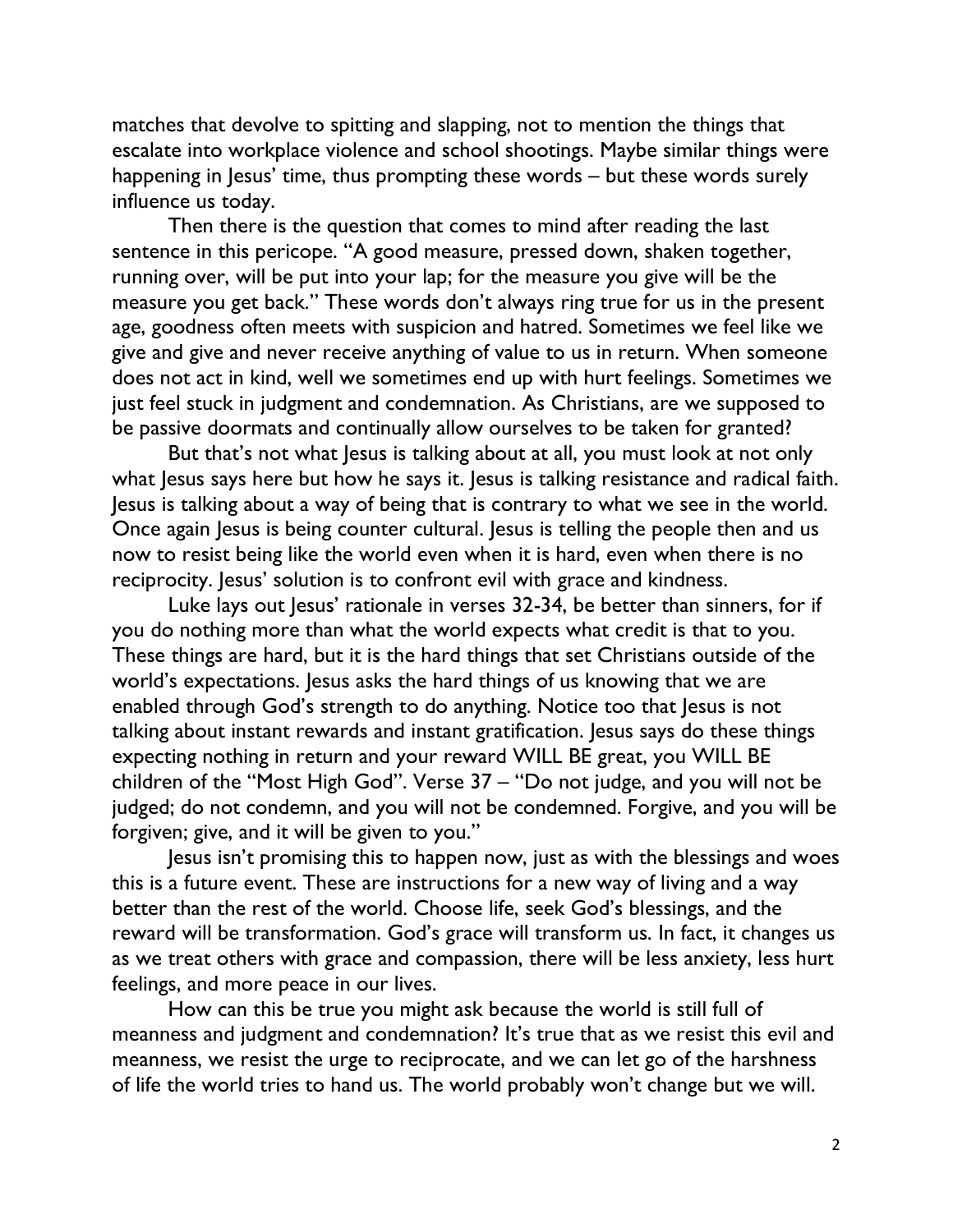matches that devolve to spitting and slapping, not to mention the things that escalate into workplace violence and school shootings. Maybe similar things were happening in Jesus' time, thus prompting these words – but these words surely influence us today.

Then there is the question that comes to mind after reading the last sentence in this pericope. "A good measure, pressed down, shaken together, running over, will be put into your lap; for the measure you give will be the measure you get back." These words don't always ring true for us in the present age, goodness often meets with suspicion and hatred. Sometimes we feel like we give and give and never receive anything of value to us in return. When someone does not act in kind, well we sometimes end up with hurt feelings. Sometimes we just feel stuck in judgment and condemnation. As Christians, are we supposed to be passive doormats and continually allow ourselves to be taken for granted?

But that's not what Jesus is talking about at all, you must look at not only what Jesus says here but how he says it. Jesus is talking resistance and radical faith. Jesus is talking about a way of being that is contrary to what we see in the world. Once again Jesus is being counter cultural. Jesus is telling the people then and us now to resist being like the world even when it is hard, even when there is no reciprocity. Jesus' solution is to confront evil with grace and kindness.

Luke lays out Jesus' rationale in verses 32-34, be better than sinners, for if you do nothing more than what the world expects what credit is that to you. These things are hard, but it is the hard things that set Christians outside of the world's expectations. Jesus asks the hard things of us knowing that we are enabled through God's strength to do anything. Notice too that Jesus is not talking about instant rewards and instant gratification. Jesus says do these things expecting nothing in return and your reward WILL BE great, you WILL BE children of the "Most High God". Verse 37 – "Do not judge, and you will not be judged; do not condemn, and you will not be condemned. Forgive, and you will be forgiven; give, and it will be given to you."

Jesus isn't promising this to happen now, just as with the blessings and woes this is a future event. These are instructions for a new way of living and a way better than the rest of the world. Choose life, seek God's blessings, and the reward will be transformation. God's grace will transform us. In fact, it changes us as we treat others with grace and compassion, there will be less anxiety, less hurt feelings, and more peace in our lives.

How can this be true you might ask because the world is still full of meanness and judgment and condemnation? It's true that as we resist this evil and meanness, we resist the urge to reciprocate, and we can let go of the harshness of life the world tries to hand us. The world probably won't change but we will.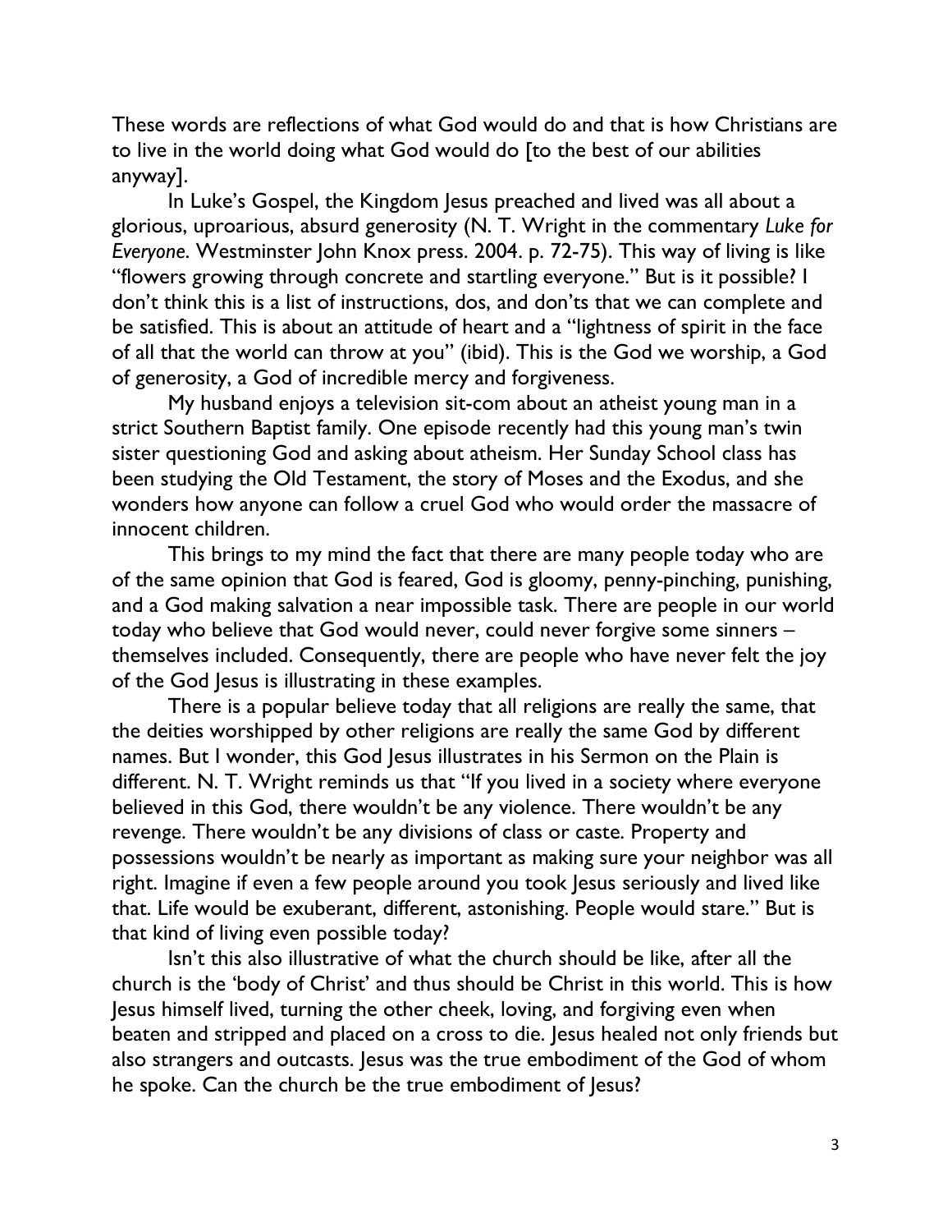These words are reflections of what God would do and that is how Christians are to live in the world doing what God would do [to the best of our abilities anyway].

In Luke's Gospel, the Kingdom Jesus preached and lived was all about a glorious, uproarious, absurd generosity (N. T. Wright in the commentary *Luke for Everyone*. Westminster John Knox press. 2004. p. 72-75). This way of living is like "flowers growing through concrete and startling everyone." But is it possible? I don't think this is a list of instructions, dos, and don'ts that we can complete and be satisfied. This is about an attitude of heart and a "lightness of spirit in the face of all that the world can throw at you" (ibid). This is the God we worship, a God of generosity, a God of incredible mercy and forgiveness.

My husband enjoys a television sit-com about an atheist young man in a strict Southern Baptist family. One episode recently had this young man's twin sister questioning God and asking about atheism. Her Sunday School class has been studying the Old Testament, the story of Moses and the Exodus, and she wonders how anyone can follow a cruel God who would order the massacre of innocent children.

This brings to my mind the fact that there are many people today who are of the same opinion that God is feared, God is gloomy, penny-pinching, punishing, and a God making salvation a near impossible task. There are people in our world today who believe that God would never, could never forgive some sinners – themselves included. Consequently, there are people who have never felt the joy of the God Jesus is illustrating in these examples.

There is a popular believe today that all religions are really the same, that the deities worshipped by other religions are really the same God by different names. But I wonder, this God Jesus illustrates in his Sermon on the Plain is different. N. T. Wright reminds us that "If you lived in a society where everyone believed in this God, there wouldn't be any violence. There wouldn't be any revenge. There wouldn't be any divisions of class or caste. Property and possessions wouldn't be nearly as important as making sure your neighbor was all right. Imagine if even a few people around you took Jesus seriously and lived like that. Life would be exuberant, different, astonishing. People would stare." But is that kind of living even possible today?

Isn't this also illustrative of what the church should be like, after all the church is the 'body of Christ' and thus should be Christ in this world. This is how Jesus himself lived, turning the other cheek, loving, and forgiving even when beaten and stripped and placed on a cross to die. Jesus healed not only friends but also strangers and outcasts. Jesus was the true embodiment of the God of whom he spoke. Can the church be the true embodiment of Jesus?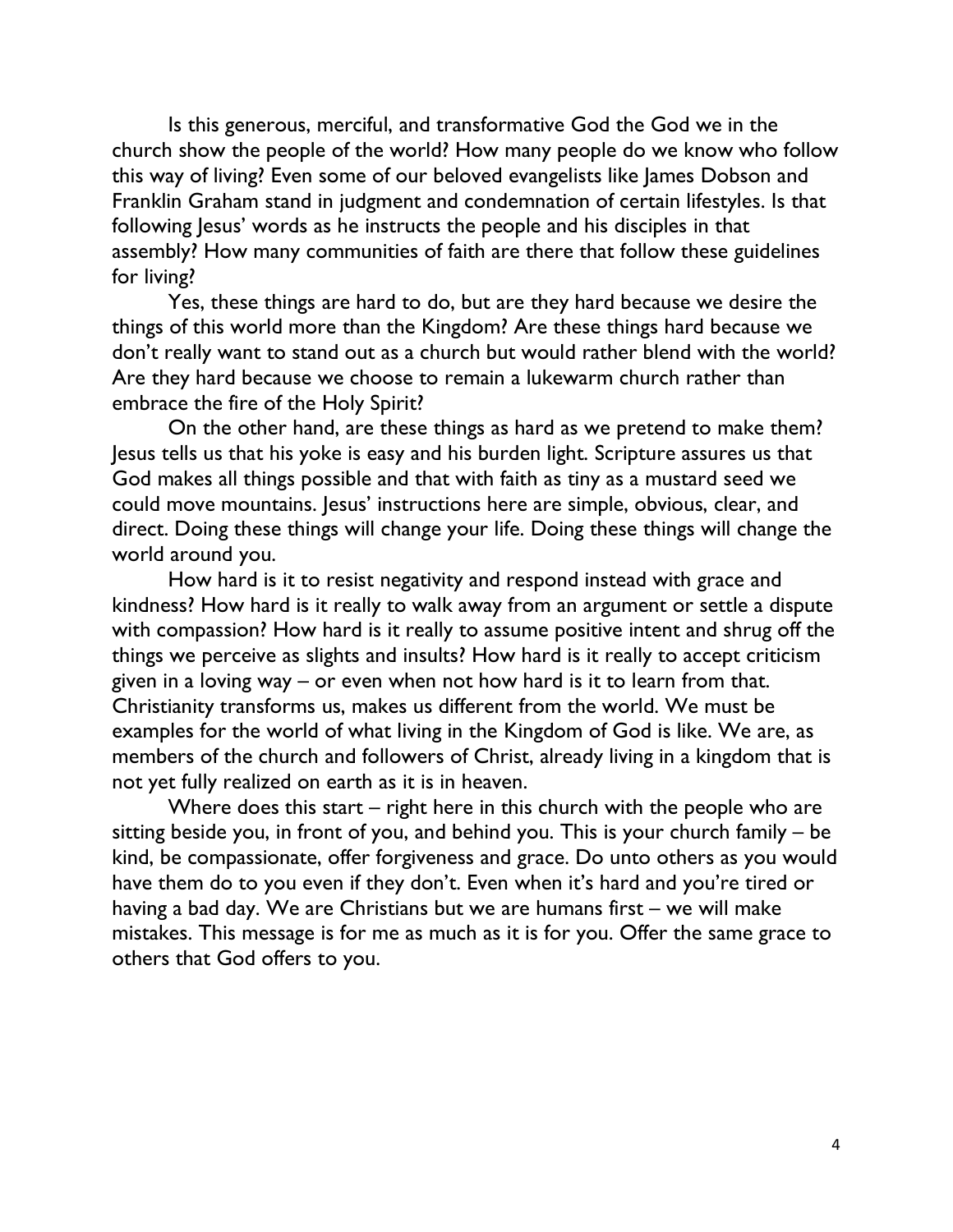Is this generous, merciful, and transformative God the God we in the church show the people of the world? How many people do we know who follow this way of living? Even some of our beloved evangelists like James Dobson and Franklin Graham stand in judgment and condemnation of certain lifestyles. Is that following Jesus' words as he instructs the people and his disciples in that assembly? How many communities of faith are there that follow these guidelines for living?

Yes, these things are hard to do, but are they hard because we desire the things of this world more than the Kingdom? Are these things hard because we don't really want to stand out as a church but would rather blend with the world? Are they hard because we choose to remain a lukewarm church rather than embrace the fire of the Holy Spirit?

On the other hand, are these things as hard as we pretend to make them? Jesus tells us that his yoke is easy and his burden light. Scripture assures us that God makes all things possible and that with faith as tiny as a mustard seed we could move mountains. Jesus' instructions here are simple, obvious, clear, and direct. Doing these things will change your life. Doing these things will change the world around you.

How hard is it to resist negativity and respond instead with grace and kindness? How hard is it really to walk away from an argument or settle a dispute with compassion? How hard is it really to assume positive intent and shrug off the things we perceive as slights and insults? How hard is it really to accept criticism given in a loving way – or even when not how hard is it to learn from that. Christianity transforms us, makes us different from the world. We must be examples for the world of what living in the Kingdom of God is like. We are, as members of the church and followers of Christ, already living in a kingdom that is not yet fully realized on earth as it is in heaven.

Where does this start – right here in this church with the people who are sitting beside you, in front of you, and behind you. This is your church family – be kind, be compassionate, offer forgiveness and grace. Do unto others as you would have them do to you even if they don't. Even when it's hard and you're tired or having a bad day. We are Christians but we are humans first – we will make mistakes. This message is for me as much as it is for you. Offer the same grace to others that God offers to you.